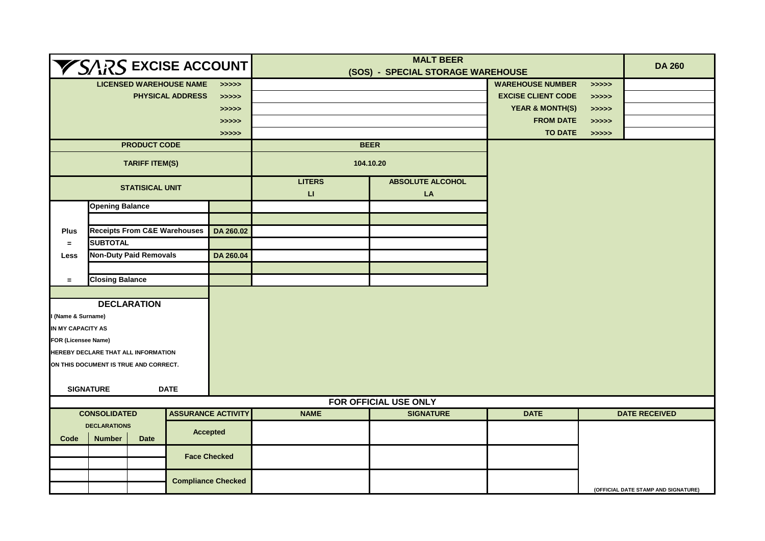# SARS EXCISE ACCOUNT

## MALT BEER
## (SOS) - SPECIAL STORAGE WAREHOUSE

**DA 260**

| | | | | |
|---|---|---|---|---|
| **LICENSED WAREHOUSE NAME** >>>>> | | **WAREHOUSE NUMBER** | >>>>> | |
| **PHYSICAL ADDRESS** >>>>> | | **EXCISE CLIENT CODE** | >>>>> | |
| >>>>> | | **YEAR & MONTH(S)** | >>>>> | |
| >>>>> | | **FROM DATE** | >>>>> | |
| >>>>> | | **TO DATE** | >>>>> | |

| | | | | |
|---|---|---|---|---|
| **PRODUCT CODE** | | | **BEER** | |
| **TARIFF ITEM(S)** | | | **104.10.20** | |
| **STATISICAL UNIT** | | | **LITERS** LI | **ABSOLUTE ALCOHOL** LA |
| | **Opening Balance** | | | |
| | | | | |
| **Plus** | **Receipts From C&E Warehouses** | **DA 260.02** | | |
| **=** | **SUBTOTAL** | | | |
| **Less** | **Non-Duty Paid Removals** | **DA 260.04** | | |
| | | | | |
| **=** | **Closing Balance** | | | |

## DECLARATION

**I (Name & Surname)**

**IN MY CAPACITY AS**

**FOR (Licensee Name)**

**HEREBY DECLARE THAT ALL INFORMATION**

**ON THIS DOCUMENT IS TRUE AND CORRECT.**

**SIGNATURE** **DATE**

## FOR OFFICIAL USE ONLY

| **CONSOLIDATED DECLARATIONS** | | | **ASSURANCE ACTIVITY** | **NAME** | **SIGNATURE** | **DATE** | **DATE RECEIVED** |
|---|---|---|---|---|---|---|---|
| **Code** | **Number** | **Date** | **Accepted** | | | | |
| | | | **Face Checked** | | | | |
| | | | | | | | |
| | | | **Compliance Checked** | | | | |
| | | | | | | | (OFFICIAL DATE STAMP AND SIGNATURE) |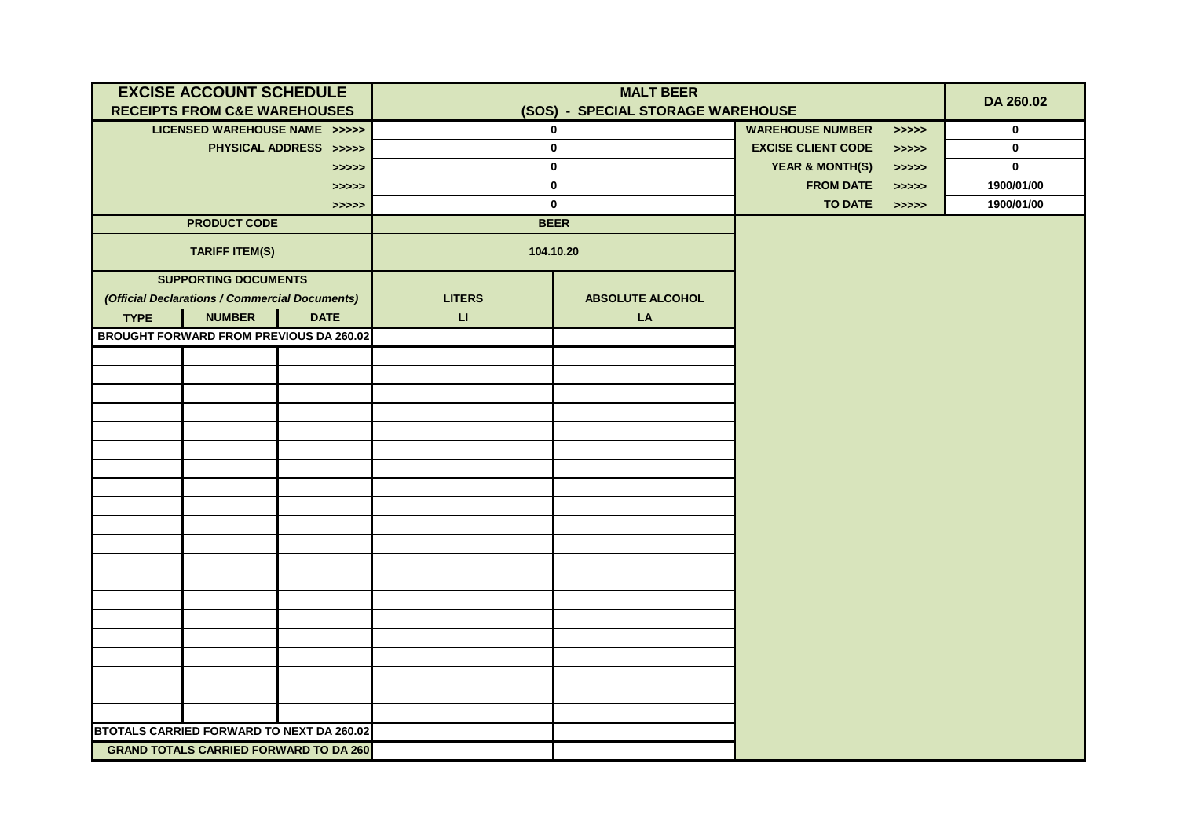| EXCISE ACCOUNT SCHEDULE<br>RECEIPTS FROM C&E WAREHOUSES | | | MALT BEER<br>(SOS) - SPECIAL STORAGE WAREHOUSE | | | | DA 260.02 |
|---|---|---|---|---|---|---|---|
| LICENSED WAREHOUSE NAME >>>>> | | | 0 | | WAREHOUSE NUMBER | >>>>> | 0 |
| PHYSICAL ADDRESS >>>>> | | | 0 | | EXCISE CLIENT CODE | >>>>> | 0 |
| >>>>> | | | 0 | | YEAR & MONTH(S) | >>>>> | 0 |
| >>>>> | | | 0 | | FROM DATE | >>>>> | 1900/01/00 |
| >>>>> | | | 0 | | TO DATE | >>>>> | 1900/01/00 |
| PRODUCT CODE | | | BEER | | | | |
| TARIFF ITEM(S) | | | 104.10.20 | | | | |
| SUPPORTING DOCUMENTS<br>*(Official Declarations / Commercial Documents)* | | | LITERS | ABSOLUTE ALCOHOL | | | |
| TYPE | NUMBER | DATE | LI | LA | | | |
| BROUGHT FORWARD FROM PREVIOUS DA 260.02 | | | | | | | |
| | | | | | | | |
| | | | | | | | |
| | | | | | | | |
| | | | | | | | |
| | | | | | | | |
| | | | | | | | |
| | | | | | | | |
| | | | | | | | |
| | | | | | | | |
| | | | | | | | |
| | | | | | | | |
| | | | | | | | |
| | | | | | | | |
| | | | | | | | |
| | | | | | | | |
| | | | | | | | |
| | | | | | | | |
| | | | | | | | |
| | | | | | | | |
| | | | | | | | |
| BTOTALS CARRIED FORWARD TO NEXT DA 260.02 | | | | | | | |
| GRAND TOTALS CARRIED FORWARD TO DA 260 | | | | | | | |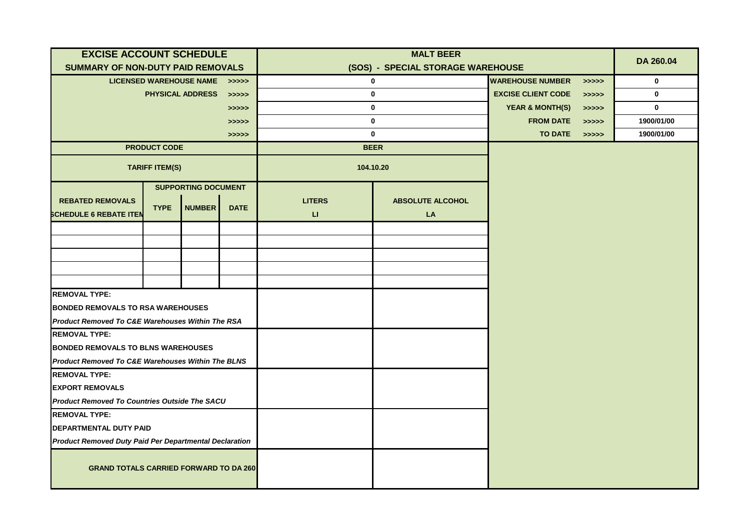| EXCISE ACCOUNT SCHEDULE<br>SUMMARY OF NON-DUTY PAID REMOVALS | | | | MALT BEER<br>(SOS) - SPECIAL STORAGE WAREHOUSE | | | | DA 260.04 |
|---|---|---|---|---|---|---|---|---|
| LICENSED WAREHOUSE NAME | | | >>>>> | 0 | | WAREHOUSE NUMBER | >>>>> | 0 |
| PHYSICAL ADDRESS | | | >>>>> | 0 | | EXCISE CLIENT CODE | >>>>> | 0 |
| | | | >>>>> | 0 | | YEAR & MONTH(S) | >>>>> | 0 |
| | | | >>>>> | 0 | | FROM DATE | >>>>> | 1900/01/00 |
| | | | >>>>> | 0 | | TO DATE | >>>>> | 1900/01/00 |
| PRODUCT CODE | | | | BEER | | | | |
| TARIFF ITEM(S) | | | | 104.10.20 | | | | |
| | SUPPORTING DOCUMENT | | | | | | | |
| REBATED REMOVALS<br>SCHEDULE 6 REBATE ITEM | TYPE | NUMBER | DATE | LITERS<br>LI | ABSOLUTE ALCOHOL<br>LA | | | |
| | | | | | | | | |
| | | | | | | | | |
| | | | | | | | | |
| | | | | | | | | |
| | | | | | | | | |
| REMOVAL TYPE:<br>BONDED REMOVALS TO RSA WAREHOUSES<br>*Product Removed To C&E Warehouses Within The RSA* | | | | | | | | |
| REMOVAL TYPE:<br>BONDED REMOVALS TO BLNS WAREHOUSES<br>*Product Removed To C&E Warehouses Within The BLNS* | | | | | | | | |
| REMOVAL TYPE:<br>EXPORT REMOVALS<br>*Product Removed To Countries Outside The SACU* | | | | | | | | |
| REMOVAL TYPE:<br>DEPARTMENTAL DUTY PAID<br>*Product Removed Duty Paid Per Departmental Declaration* | | | | | | | | |
| GRAND TOTALS CARRIED FORWARD TO DA 260 | | | | | | | | |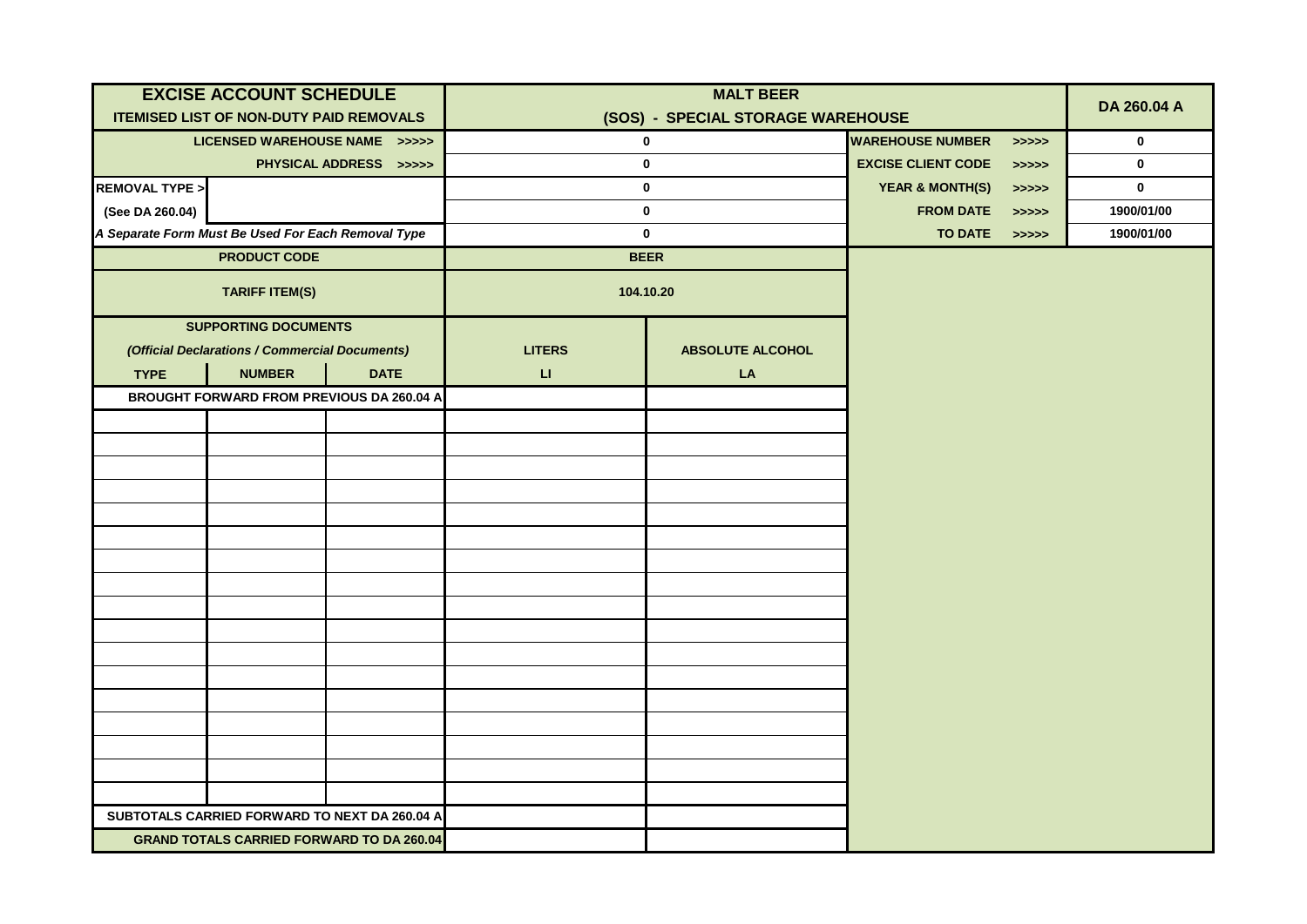| EXCISE ACCOUNT SCHEDULE<br>ITEMISED LIST OF NON-DUTY PAID REMOVALS | | | MALT BEER<br>(SOS) - SPECIAL STORAGE WAREHOUSE | | | | DA 260.04 A |
|---|---|---|---|---|---|---|---|
| LICENSED WAREHOUSE NAME >>>>> | | | 0 | | WAREHOUSE NUMBER | >>>>> | 0 |
| PHYSICAL ADDRESS >>>>> | | | 0 | | EXCISE CLIENT CODE | >>>>> | 0 |
| REMOVAL TYPE > | | | 0 | | YEAR & MONTH(S) | >>>>> | 0 |
| (See DA 260.04) | | | 0 | | FROM DATE | >>>>> | 1900/01/00 |
| *A Separate Form Must Be Used For Each Removal Type* | | | 0 | | TO DATE | >>>>> | 1900/01/00 |
| PRODUCT CODE | | | BEER | | | | |
| TARIFF ITEM(S) | | | 104.10.20 | | | | |
| SUPPORTING DOCUMENTS<br>*(Official Declarations / Commercial Documents)* | | | LITERS | ABSOLUTE ALCOHOL | | | |
| TYPE | NUMBER | DATE | LI | LA | | | |
| BROUGHT FORWARD FROM PREVIOUS DA 260.04 A | | | | | | | |
| | | | | | | | |
| | | | | | | | |
| | | | | | | | |
| | | | | | | | |
| | | | | | | | |
| | | | | | | | |
| | | | | | | | |
| | | | | | | | |
| | | | | | | | |
| | | | | | | | |
| | | | | | | | |
| | | | | | | | |
| | | | | | | | |
| | | | | | | | |
| | | | | | | | |
| | | | | | | | |
| | | | | | | | |
| SUBTOTALS CARRIED FORWARD TO NEXT DA 260.04 A | | | | | | | |
| GRAND TOTALS CARRIED FORWARD TO DA 260.04 | | | | | | | |